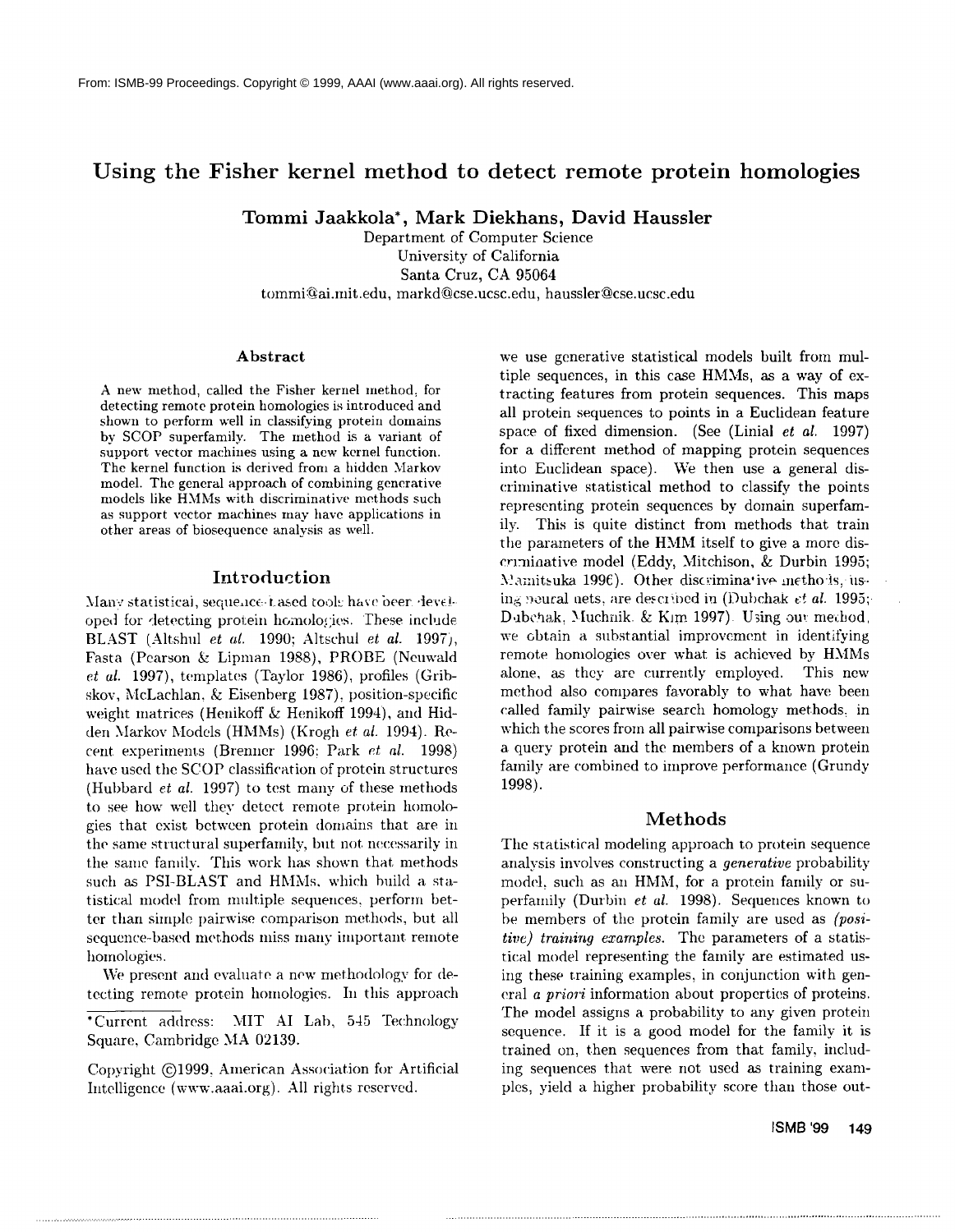From: ISMB-99 Proceedings. Copyright © 1999, AAAI (www.aaai.org). All rights reserved.

# Using the Fisher kernel method to detect remote protein homologies

**Tommi Jaakkola***, **Mark Diekhans**, **David Haussler**

Department of Computer Science
University of California
Santa Cruz, CA 95064
tommi@ai.mit.edu, markd@cse.ucsc.edu, haussler@cse.ucsc.edu

## Abstract

A new method, called the Fisher kernel method, for detecting remote protein homologies is introduced and shown to perform well in classifying protein domains by SCOP superfamily. The method is a variant of support vector machines using a new kernel function. The kernel function is derived from a hidden Markov model. The general approach of combining generative models like HMMs with discriminative methods such as support vector machines may have applications in other areas of biosequence analysis as well.

## Introduction

Many statistical, sequence-based tools have been developed for detecting protein homologies. These include BLAST (Altshul *et al.* 1990; Altschul *et al.* 1997), Fasta (Pearson & Lipman 1988), PROBE (Neuwald *et al.* 1997), templates (Taylor 1986), profiles (Gribskov, McLachlan, & Eisenberg 1987), position-specific weight matrices (Henikoff & Henikoff 1994), and Hidden Markov Models (HMMs) (Krogh *et al.* 1994). Recent experiments (Brenner 1996; Park *et al.* 1998) have used the SCOP classification of protein structures (Hubbard *et al.* 1997) to test many of these methods to see how well they detect remote protein homologies that exist between protein domains that are in the same structural superfamily, but not necessarily in the same family. This work has shown that methods such as PSI-BLAST and HMMs, which build a statistical model from multiple sequences, perform better than simple pairwise comparison methods, but all sequence-based methods miss many important remote homologies.

We present and evaluate a new methodology for detecting remote protein homologies. In this approach we use generative statistical models built from multiple sequences, in this case HMMs, as a way of extracting features from protein sequences. This maps all protein sequences to points in a Euclidean feature space of fixed dimension. (See (Linial *et al.* 1997) for a different method of mapping protein sequences into Euclidean space). We then use a general discriminative statistical method to classify the points representing protein sequences by domain superfamily. This is quite distinct from methods that train the parameters of the HMM itself to give a more discriminative model (Eddy, Mitchison, & Durbin 1995; Mamitsuka 1996). Other discriminative methods, using neural nets, are described in (Dubchak *et al.* 1995; Dubchak, Muchnik, & Kim 1997). Using our method, we obtain a substantial improvement in identifying remote homologies over what is achieved by HMMs alone, as they are currently employed. This new method also compares favorably to what have been called family pairwise search homology methods, in which the scores from all pairwise comparisons between a query protein and the members of a known protein family are combined to improve performance (Grundy 1998).

*Current address: MIT AI Lab, 545 Technology Square, Cambridge MA 02139.

Copyright ©1999, American Association for Artificial Intelligence (www.aaai.org). All rights reserved.

## Methods

The statistical modeling approach to protein sequence analysis involves constructing a *generative* probability model, such as an HMM, for a protein family or superfamily (Durbin *et al.* 1998). Sequences known to be members of the protein family are used as *(positive) training examples.* The parameters of a statistical model representing the family are estimated using these training examples, in conjunction with general *a priori* information about properties of proteins. The model assigns a probability to any given protein sequence. If it is a good model for the family it is trained on, then sequences from that family, including sequences that were not used as training examples, yield a higher probability score than those out-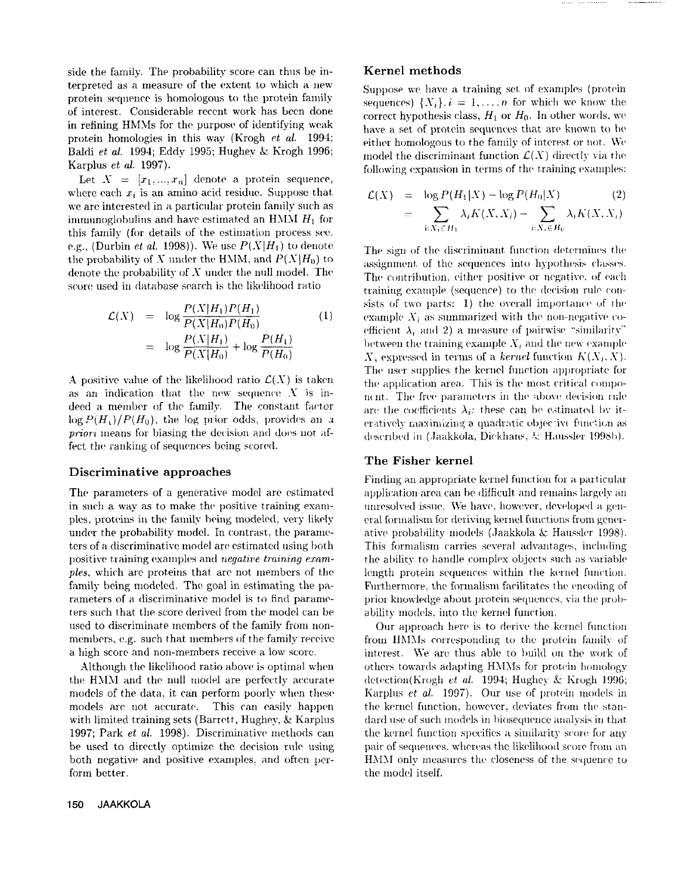side the family. The probability score can thus be interpreted as a measure of the extent to which a new protein sequence is homologous to the protein family of interest. Considerable recent work has been done in refining HMMs for the purpose of identifying weak protein homologies in this way (Krogh *et al.* 1994; Baldi *et al.* 1994; Eddy 1995; Hughey & Krogh 1996; Karplus *et al.* 1997).

Let $X = [x_1, ..., x_n]$ denote a protein sequence, where each $x_i$ is an amino acid residue. Suppose that we are interested in a particular protein family such as immunoglobulins and have estimated an HMM $H_1$ for this family (for details of the estimation process see, e.g., (Durbin *et al.* 1998)). We use $P(X|H_1)$ to denote the probability of $X$ under the HMM, and $P(X|H_0)$ to denote the probability of $X$ under the null model. The score used in database search is the likelihood ratio

$$\begin{aligned}\mathcal{L}(X) &= \log \frac{P(X|H_1)P(H_1)}{P(X|H_0)P(H_0)} \quad (1)\\ &= \log \frac{P(X|H_1)}{P(X|H_0)} + \log \frac{P(H_1)}{P(H_0)}\end{aligned}$$

A positive value of the likelihood ratio $\mathcal{L}(X)$ is taken as an indication that the new sequence $X$ is indeed a member of the family. The constant factor $\log P(H_1)/P(H_0)$, the log prior odds, provides an *a priori* means for biasing the decision and does not affect the ranking of sequences being scored.

## Discriminative approaches

The parameters of a generative model are estimated in such a way as to make the positive training examples, proteins in the family being modeled, very likely under the probability model. In contrast, the parameters of a discriminative model are estimated using both positive training examples and *negative training examples*, which are proteins that are not members of the family being modeled. The goal in estimating the parameters of a discriminative model is to find parameters such that the score derived from the model can be used to discriminate members of the family from non-members, e.g. such that members of the family receive a high score and non-members receive a low score.

Although the likelihood ratio above is optimal when the HMM and the null model are perfectly accurate models of the data, it can perform poorly when these models are not accurate. This can easily happen with limited training sets (Barrett, Hughey, & Karplus 1997; Park *et al.* 1998). Discriminative methods can be used to directly optimize the decision rule using both negative and positive examples, and often perform better.

## Kernel methods

Suppose we have a training set of examples (protein sequences) $\{X_i\}, i = 1, \ldots, n$ for which we know the correct hypothesis class, $H_1$ or $H_0$. In other words, we have a set of protein sequences that are known to be either homologous to the family of interest or not. We model the discriminant function $\mathcal{L}(X)$ directly via the following expansion in terms of the training examples:

$$\begin{aligned}\mathcal{L}(X) &= \log P(H_1|X) - \log P(H_0|X) \quad (2)\\ &= \sum_{i:X_i \in H_1} \lambda_i K(X, X_i) - \sum_{i:X_i \in H_0} \lambda_i K(X, X_i)\end{aligned}$$

The sign of the discriminant function determines the assignment of the sequences into hypothesis classes. The contribution, either positive or negative, of each training example (sequence) to the decision rule consists of two parts: 1) the overall importance of the example $X_i$ as summarized with the non-negative coefficient $\lambda_i$ and 2) a measure of pairwise "similarity" between the training example $X_i$ and the new example $X$, expressed in terms of a *kernel* function $K(X_i, X)$. The user supplies the kernel function appropriate for the application area. This is the most critical component. The free parameters in the above decision rule are the coefficients $\lambda_i$: these can be estimated by iteratively maximizing a quadratic objective function as described in (Jaakkola, Diekhans, & Haussler 1998b).

## The Fisher kernel

Finding an appropriate kernel function for a particular application area can be difficult and remains largely an unresolved issue. We have, however, developed a general formalism for deriving kernel functions from generative probability models (Jaakkola & Haussler 1998). This formalism carries several advantages, including the ability to handle complex objects such as variable length protein sequences within the kernel function. Furthermore, the formalism facilitates the encoding of prior knowledge about protein sequences, via the probability models, into the kernel function.

Our approach here is to derive the kernel function from HMMs corresponding to the protein family of interest. We are thus able to build on the work of others towards adapting HMMs for protein homology detection(Krogh *et al.* 1994; Hughey & Krogh 1996; Karplus *et al.* 1997). Our use of protein models in the kernel function, however, deviates from the standard use of such models in biosequence analysis in that the kernel function specifies a similarity score for any pair of sequences, whereas the likelihood score from an HMM only measures the closeness of the sequence to the model itself.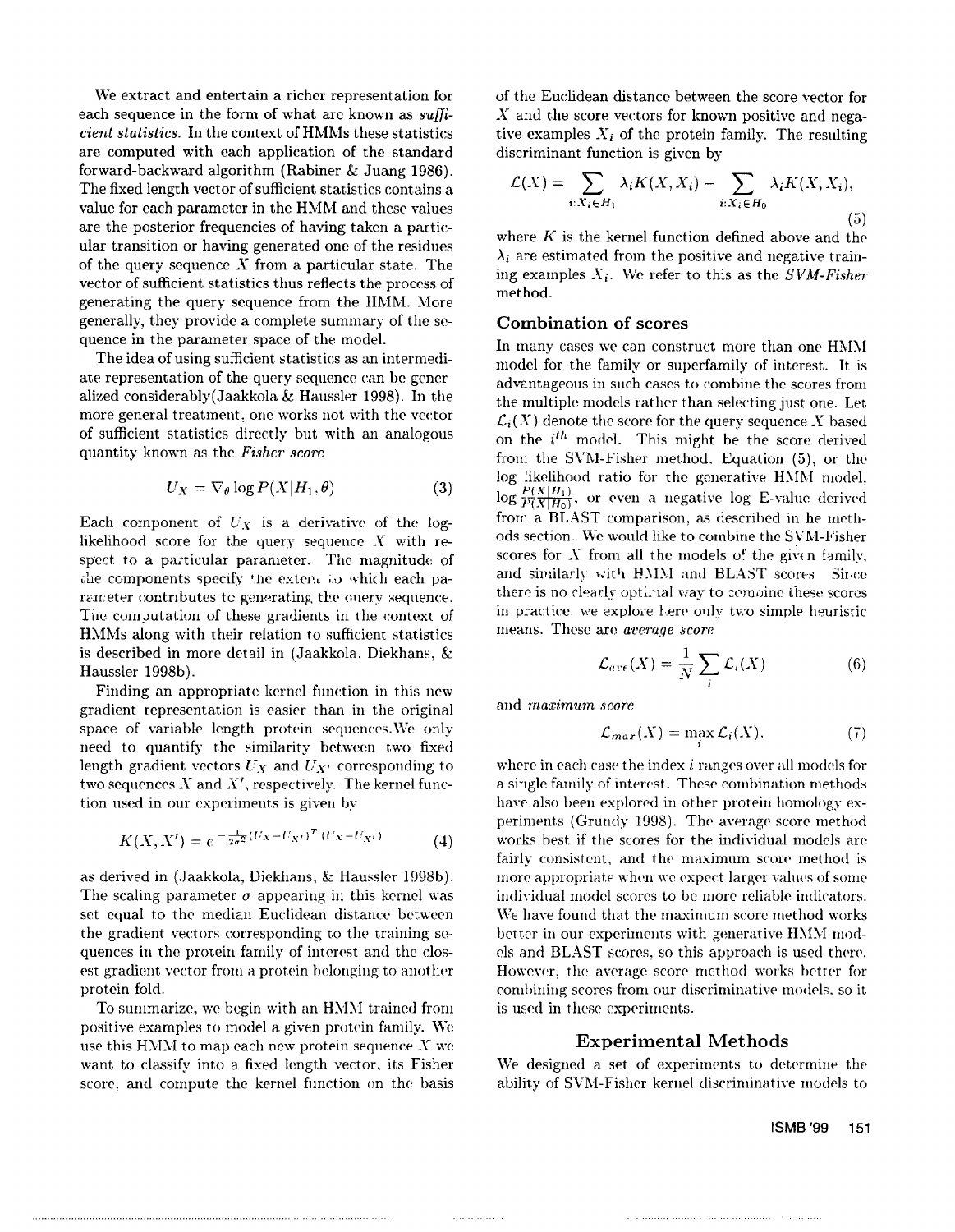We extract and entertain a richer representation for each sequence in the form of what are known as *sufficient statistics*. In the context of HMMs these statistics are computed with each application of the standard forward-backward algorithm (Rabiner & Juang 1986). The fixed length vector of sufficient statistics contains a value for each parameter in the HMM and these values are the posterior frequencies of having taken a particular transition or having generated one of the residues of the query sequence $X$ from a particular state. The vector of sufficient statistics thus reflects the process of generating the query sequence from the HMM. More generally, they provide a complete summary of the sequence in the parameter space of the model.

The idea of using sufficient statistics as an intermediate representation of the query sequence can be generalized considerably(Jaakkola & Haussler 1998). In the more general treatment, one works not with the vector of sufficient statistics directly but with an analogous quantity known as the *Fisher score*

$$U_X = \nabla_\theta \log P(X|H_1, \theta) \tag{3}$$

Each component of $U_X$ is a derivative of the log-likelihood score for the query sequence $X$ with respect to a particular parameter. The magnitude of the components specify the extent to which each parameter contributes to generating the query sequence. The computation of these gradients in the context of HMMs along with their relation to sufficient statistics is described in more detail in (Jaakkola, Diekhans, & Haussler 1998b).

Finding an appropriate kernel function in this new gradient representation is easier than in the original space of variable length protein sequences.We only need to quantify the similarity between two fixed length gradient vectors $U_X$ and $U_{X'}$ corresponding to two sequences $X$ and $X'$, respectively. The kernel function used in our experiments is given by

$$K(X, X') = e^{-\frac{1}{2\sigma^2}(U_X - U_{X'})^T(U_X - U_{X'})} \tag{4}$$

as derived in (Jaakkola, Diekhans, & Haussler 1998b). The scaling parameter $\sigma$ appearing in this kernel was set equal to the median Euclidean distance between the gradient vectors corresponding to the training sequences in the protein family of interest and the closest gradient vector from a protein belonging to another protein fold.

To summarize, we begin with an HMM trained from positive examples to model a given protein family. We use this HMM to map each new protein sequence $X$ we want to classify into a fixed length vector, its Fisher score, and compute the kernel function on the basis of the Euclidean distance between the score vector for $X$ and the score vectors for known positive and negative examples $X_i$ of the protein family. The resulting discriminant function is given by

$$\mathcal{L}(X) = \sum_{i:X_i \in H_1} \lambda_i K(X, X_i) - \sum_{i:X_i \in H_0} \lambda_i K(X, X_i), \tag{5}$$

where $K$ is the kernel function defined above and the $\lambda_i$ are estimated from the positive and negative training examples $X_i$. We refer to this as the *SVM-Fisher* method.

## Combination of scores

In many cases we can construct more than one HMM model for the family or superfamily of interest. It is advantageous in such cases to combine the scores from the multiple models rather than selecting just one. Let $\mathcal{L}_i(X)$ denote the score for the query sequence $X$ based on the $i^{th}$ model. This might be the score derived from the SVM-Fisher method, Equation (5), or the log likelihood ratio for the generative HMM model, $\log \frac{P(X|H_1)}{P(X|H_0)}$, or even a negative log E-value derived from a BLAST comparison, as described in he methods section. We would like to combine the SVM-Fisher scores for $X$ from all the models of the given family, and similarly with HMM and BLAST scores. Since there is no clearly optimal way to combine these scores in practice, we explore here only two simple heuristic means. These are *average score*

$$\mathcal{L}_{ave}(X) = \frac{1}{N}\sum_i \mathcal{L}_i(X) \tag{6}$$

and *maximum score*

$$\mathcal{L}_{max}(X) = \max_i \mathcal{L}_i(X), \tag{7}$$

where in each case the index $i$ ranges over all models for a single family of interest. These combination methods have also been explored in other protein homology experiments (Grundy 1998). The average score method works best if the scores for the individual models are fairly consistent, and the maximum score method is more appropriate when we expect larger values of some individual model scores to be more reliable indicators. We have found that the maximum score method works better in our experiments with generative HMM models and BLAST scores, so this approach is used there. However, the average score method works better for combining scores from our discriminative models, so it is used in these experiments.

## Experimental Methods

We designed a set of experiments to determine the ability of SVM-Fisher kernel discriminative models to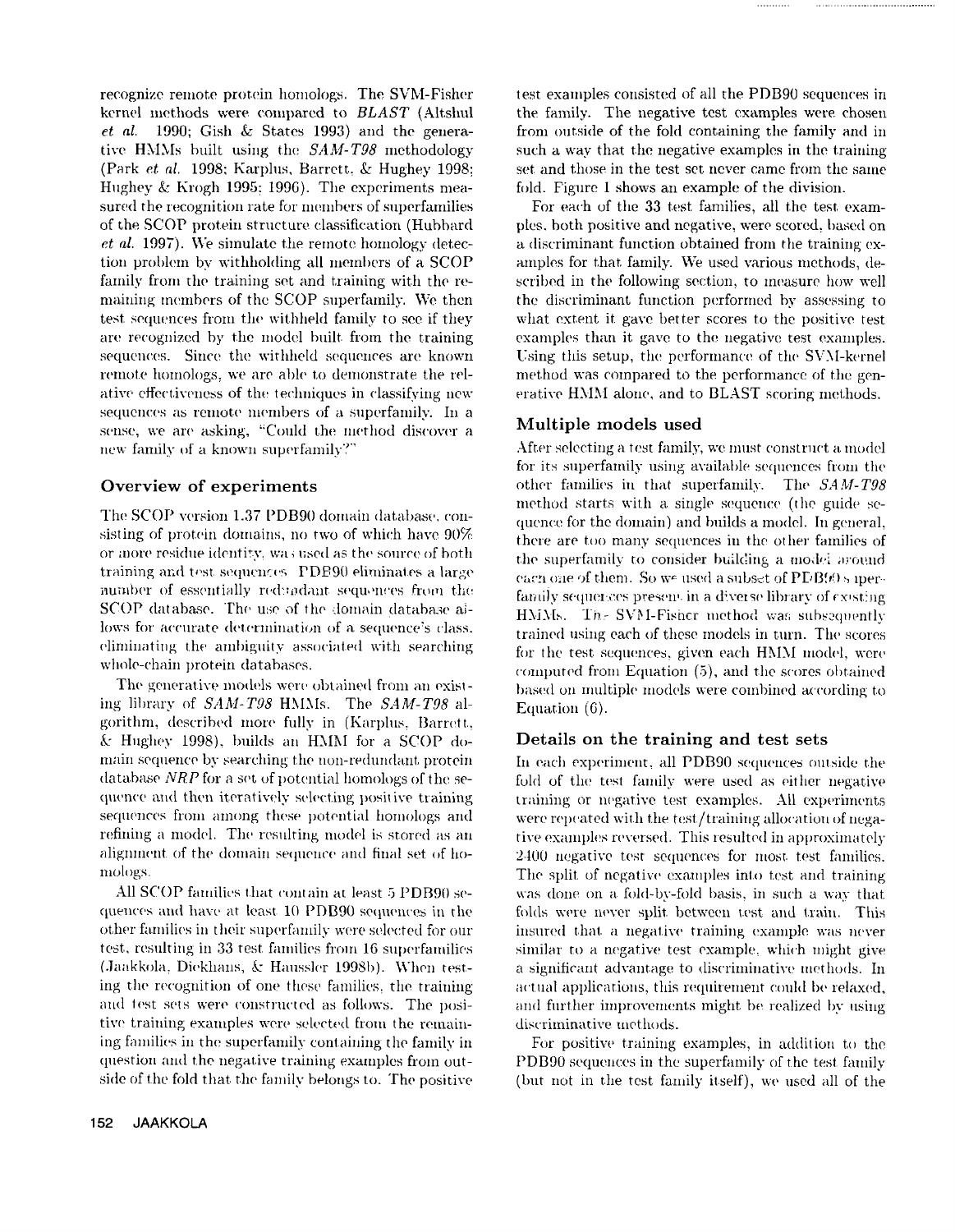recognize remote protein homologs. The SVM-Fisher kernel methods were compared to *BLAST* (Altshul *et al.* 1990; Gish & States 1993) and the generative HMMs built using the *SAM-T98* methodology (Park *et al.* 1998; Karplus, Barrett, & Hughey 1998; Hughey & Krogh 1995; 1996). The experiments measured the recognition rate for members of superfamilies of the SCOP protein structure classification (Hubbard *et al.* 1997). We simulate the remote homology detection problem by withholding all members of a SCOP family from the training set and training with the remaining members of the SCOP superfamily. We then test sequences from the withheld family to see if they are recognized by the model built from the training sequences. Since the withheld sequences are known remote homologs, we are able to demonstrate the relative effectiveness of the techniques in classifying new sequences as remote members of a superfamily. In a sense, we are asking, "Could the method discover a new family of a known superfamily?"

## Overview of experiments

The SCOP version 1.37 PDB90 domain database, consisting of protein domains, no two of which have 90% or more residue identity, was used as the source of both training and test sequences. PDB90 eliminates a large number of essentially redundant sequences from the SCOP database. The use of the domain database allows for accurate determination of a sequence's class, eliminating the ambiguity associated with searching whole-chain protein databases.

The generative models were obtained from an existing library of *SAM-T98* HMMs. The *SAM-T98* algorithm, described more fully in (Karplus, Barrett, & Hughey 1998), builds an HMM for a SCOP domain sequence by searching the non-redundant protein database *NRP* for a set of potential homologs of the sequence and then iteratively selecting positive training sequences from among these potential homologs and refining a model. The resulting model is stored as an alignment of the domain sequence and final set of homologs.

All SCOP families that contain at least 5 PDB90 sequences and have at least 10 PDB90 sequences in the other families in their superfamily were selected for our test, resulting in 33 test families from 16 superfamilies (Jaakkola, Diekhans, & Haussler 1998b). When testing the recognition of one these families, the training and test sets were constructed as follows. The positive training examples were selected from the remaining families in the superfamily containing the family in question and the negative training examples from outside of the fold that the family belongs to. The positive test examples consisted of all the PDB90 sequences in the family. The negative test examples were chosen from outside of the fold containing the family and in such a way that the negative examples in the training set and those in the test set never came from the same fold. Figure 1 shows an example of the division.

For each of the 33 test families, all the test examples, both positive and negative, were scored, based on a discriminant function obtained from the training examples for that family. We used various methods, described in the following section, to measure how well the discriminant function performed by assessing to what extent it gave better scores to the positive test examples than it gave to the negative test examples. Using this setup, the performance of the SVM-kernel method was compared to the performance of the generative HMM alone, and to BLAST scoring methods.

## Multiple models used

After selecting a test family, we must construct a model for its superfamily using available sequences from the other families in that superfamily. The *SAM-T98* method starts with a single sequence (the guide sequence for the domain) and builds a model. In general, there are too many sequences in the other families of the superfamily to consider building a model around each one of them. So we used a subset of PDB90 superfamily sequences present in a diverse library of existing HMMs. The SVM-Fisher method was subsequently trained using each of these models in turn. The scores for the test sequences, given each HMM model, were computed from Equation (5), and the scores obtained based on multiple models were combined according to Equation (6).

## Details on the training and test sets

In each experiment, all PDB90 sequences outside the fold of the test family were used as either negative training or negative test examples. All experiments were repeated with the test/training allocation of negative examples reversed. This resulted in approximately 2400 negative test sequences for most test families. The split of negative examples into test and training was done on a fold-by-fold basis, in such a way that folds were never split between test and train. This insured that a negative training example was never similar to a negative test example, which might give a significant advantage to discriminative methods. In actual applications, this requirement could be relaxed, and further improvements might be realized by using discriminative methods.

For positive training examples, in addition to the PDB90 sequences in the superfamily of the test family (but not in the test family itself), we used all of the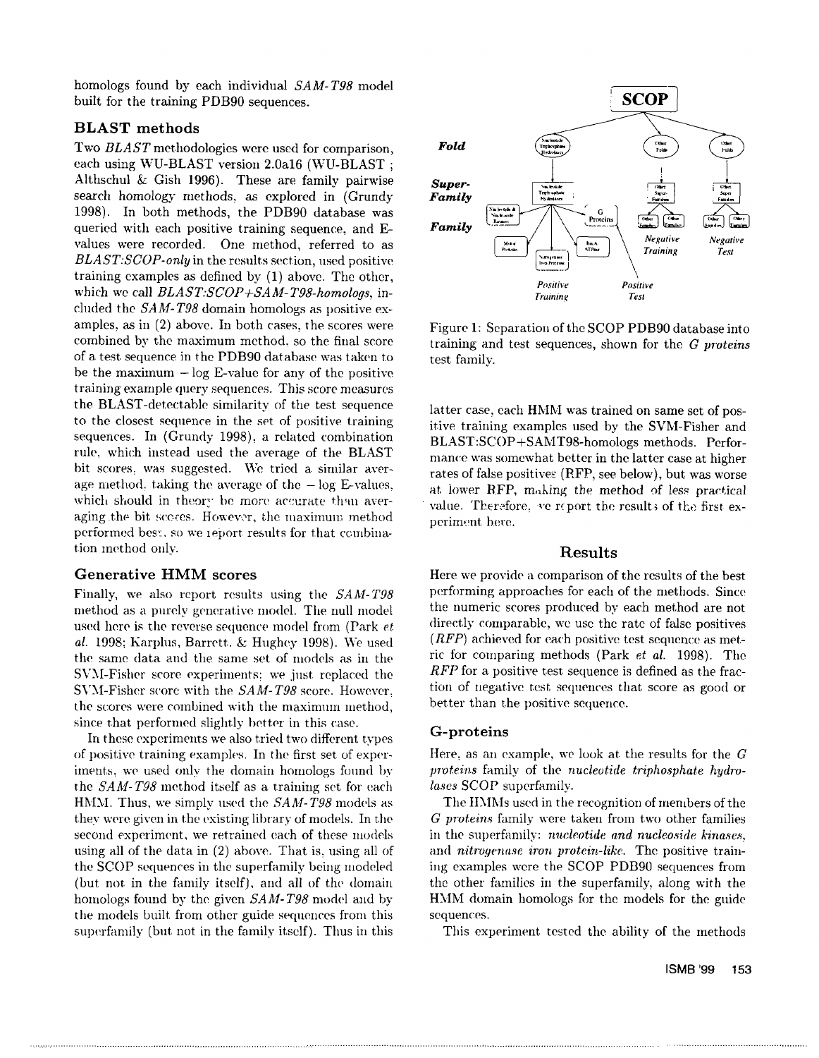homologs found by each individual *SAM-T98* model built for the training PDB90 sequences.

### BLAST methods

Two *BLAST* methodologies were used for comparison, each using WU-BLAST version 2.0a16 (WU-BLAST ; Althschul & Gish 1996). These are family pairwise search homology methods, as explored in (Grundy 1998). In both methods, the PDB90 database was queried with each positive training sequence, and E-values were recorded. One method, referred to as *BLAST:SCOP-only* in the results section, used positive training examples as defined by (1) above. The other, which we call *BLAST:SCOP+SAM-T98-homologs*, included the *SAM-T98* domain homologs as positive examples, as in (2) above. In both cases, the scores were combined by the maximum method, so the final score of a test sequence in the PDB90 database was taken to be the maximum $-\log$ E-value for any of the positive training example query sequences. This score measures the BLAST-detectable similarity of the test sequence to the closest sequence in the set of positive training sequences. In (Grundy 1998), a related combination rule, which instead used the average of the BLAST bit scores, was suggested. We tried a similar average method, taking the average of the $-\log$ E-values, which should in theory be more accurate than averaging the bit scores. However, the maximum method performed best, so we report results for that combination method only.

### Generative HMM scores

Finally, we also report results using the *SAM-T98* method as a purely generative model. The null model used here is the reverse sequence model from (Park *et al.* 1998; Karplus, Barrett, & Hughey 1998). We used the same data and the same set of models as in the SVM-Fisher score experiments; we just replaced the SVM-Fisher score with the *SAM-T98* score. However, the scores were combined with the maximum method, since that performed slightly better in this case.

In these experiments we also tried two different types of positive training examples. In the first set of experiments, we used only the domain homologs found by the *SAM-T98* method itself as a training set for each HMM. Thus, we simply used the *SAM-T98* models as they were given in the existing library of models. In the second experiment, we retrained each of these models using all of the data in (2) above. That is, using all of the SCOP sequences in the superfamily being modeled (but not in the family itself), and all of the domain homologs found by the given *SAM-T98* model and by the models built from other guide sequences from this superfamily (but not in the family itself). Thus in this latter case, each HMM was trained on same set of positive training examples used by the SVM-Fisher and BLAST:SCOP+SAMT98-homologs methods. Performance was somewhat better in the latter case at higher rates of false positives (RFP, see below), but was worse at lower RFP, making the method of less practical value. Therefore, we report the results of the first experiment here.

Figure 1: Separation of the SCOP PDB90 database into training and test sequences, shown for the *G proteins* test family.

## Results

Here we provide a comparison of the results of the best performing approaches for each of the methods. Since the numeric scores produced by each method are not directly comparable, we use the rate of false positives (*RFP*) achieved for each positive test sequence as metric for comparing methods (Park *et al.* 1998). The *RFP* for a positive test sequence is defined as the fraction of negative test sequences that score as good or better than the positive sequence.

### G-proteins

Here, as an example, we look at the results for the *G proteins* family of the *nucleotide triphosphate hydrolases* SCOP superfamily.

The HMMs used in the recognition of members of the *G proteins* family were taken from two other families in the superfamily: *nucleotide and nucleoside kinases*, and *nitrogenase iron protein-like*. The positive training examples were the SCOP PDB90 sequences from the other families in the superfamily, along with the HMM domain homologs for the models for the guide sequences.

This experiment tested the ability of the methods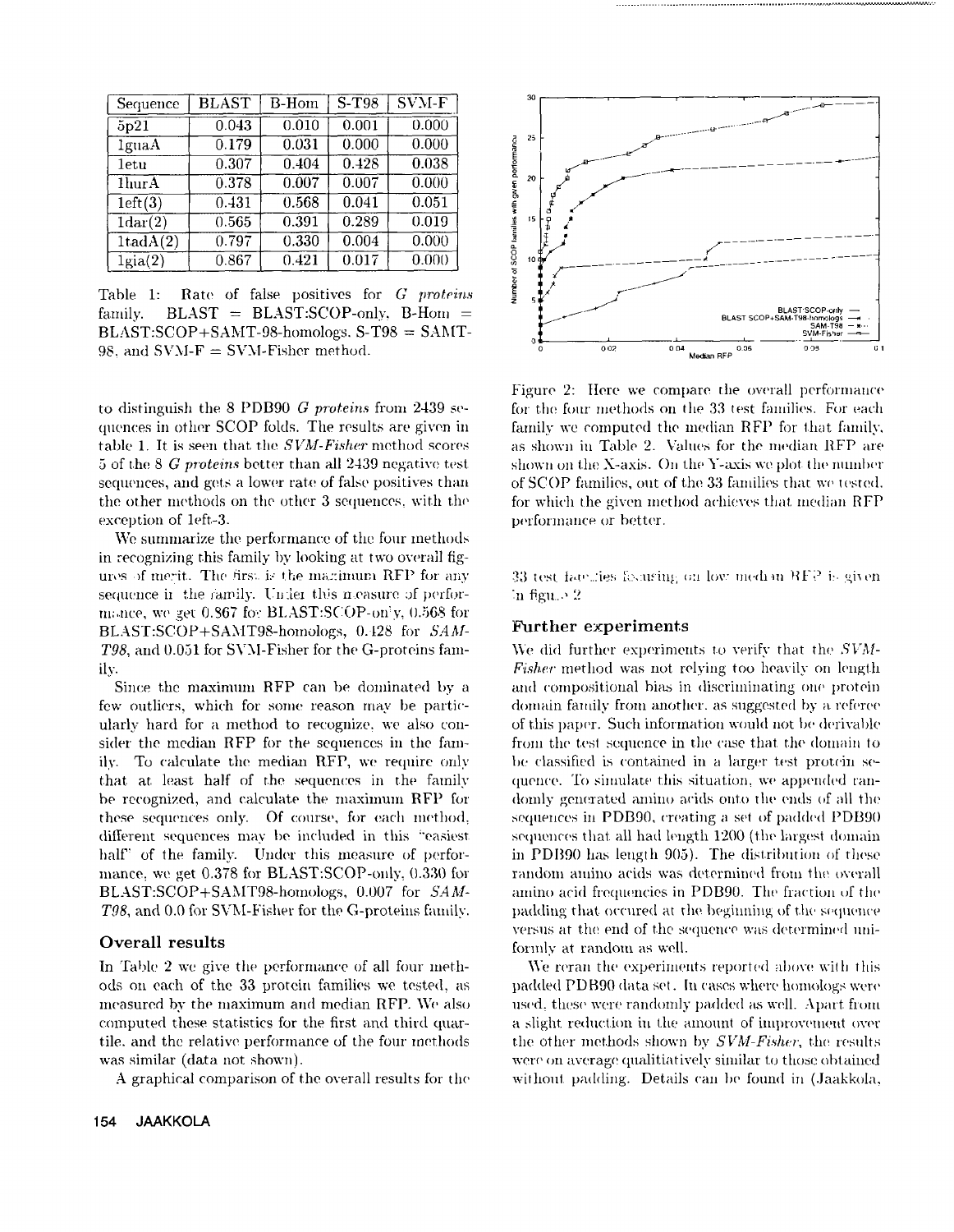| Sequence | BLAST | B-Hom | S-T98 | SVM-F |
|---|---|---|---|---|
| 5p21 | 0.043 | 0.010 | 0.001 | 0.000 |
| 1guaA | 0.179 | 0.031 | 0.000 | 0.000 |
| 1etu | 0.307 | 0.404 | 0.428 | 0.038 |
| 1hurA | 0.378 | 0.007 | 0.007 | 0.000 |
| 1eft(3) | 0.431 | 0.568 | 0.041 | 0.051 |
| 1dar(2) | 0.565 | 0.391 | 0.289 | 0.019 |
| 1tadA(2) | 0.797 | 0.330 | 0.004 | 0.000 |
| 1gia(2) | 0.867 | 0.421 | 0.017 | 0.000 |

Table 1: Rate of false positives for *G proteins* family. BLAST = BLAST:SCOP-only, B-Hom = BLAST:SCOP+SAMT-98-homologs, S-T98 = SAMT-98, and SVM-F = SVM-Fisher method.

to distinguish the 8 PDB90 *G proteins* from 2439 sequences in other SCOP folds. The results are given in table 1. It is seen that the *SVM-Fisher* method scores 5 of the 8 *G proteins* better than all 2439 negative test sequences, and gets a lower rate of false positives than the other methods on the other 3 sequences, with the exception of 1eft-3.

We summarize the performance of the four methods in recognizing this family by looking at two overall figures of merit. The first is the maximum RFP for any sequence in the family. Under this measure of performance, we get 0.867 for BLAST:SCOP-only, 0.568 for BLAST:SCOP+SAMT98-homologs, 0.428 for *SAM-T98*, and 0.051 for SVM-Fisher for the G-proteins family.

Since the maximum RFP can be dominated by a few outliers, which for some reason may be particularly hard for a method to recognize, we also consider the median RFP for the sequences in the family. To calculate the median RFP, we require only that at least half of the sequences in the family be recognized, and calculate the maximum RFP for these sequences only. Of course, for each method, different sequences may be included in this "easiest half" of the family. Under this measure of performance, we get 0.378 for BLAST:SCOP-only, 0.330 for BLAST:SCOP+SAMT98-homologs, 0.007 for *SAM-T98*, and 0.0 for SVM-Fisher for the G-proteins family.

## Overall results

In Table 2 we give the performance of all four methods on each of the 33 protein families we tested, as measured by the maximum and median RFP. We also computed these statistics for the first and third quartile, and the relative performance of the four methods was similar (data not shown).

A graphical comparison of the overall results for the 33 test families focusing on low median RFP is given in figure 2

Figure 2: Here we compare the overall performance for the four methods on the 33 test families. For each family we computed the median RFP for that family, as shown in Table 2. Values for the median RFP are shown on the X-axis. On the Y-axis we plot the number of SCOP families, out of the 33 families that we tested, for which the given method achieves that median RFP performance or better.

## Further experiments

We did further experiments to verify that the *SVM-Fisher* method was not relying too heavily on length and compositional bias in discriminating one protein domain family from another, as suggested by a referee of this paper. Such information would not be derivable from the test sequence in the case that the domain to be classified is contained in a larger test protein sequence. To simulate this situation, we appended randomly generated amino acids onto the ends of all the sequences in PDB90, creating a set of padded PDB90 sequences that all had length 1200 (the largest domain in PDB90 has length 905). The distribution of these random amino acids was determined from the overall amino acid frequencies in PDB90. The fraction of the padding that occured at the beginning of the sequence versus at the end of the sequence was determined uniformly at random as well.

We reran the experiments reported above with this padded PDB90 data set. In cases where homologs were used, these were randomly padded as well. Apart from a slight reduction in the amount of improvement over the other methods shown by *SVM-Fisher*, the results were on average qualitiatively similar to those obtained without padding. Details can be found in (Jaakkola,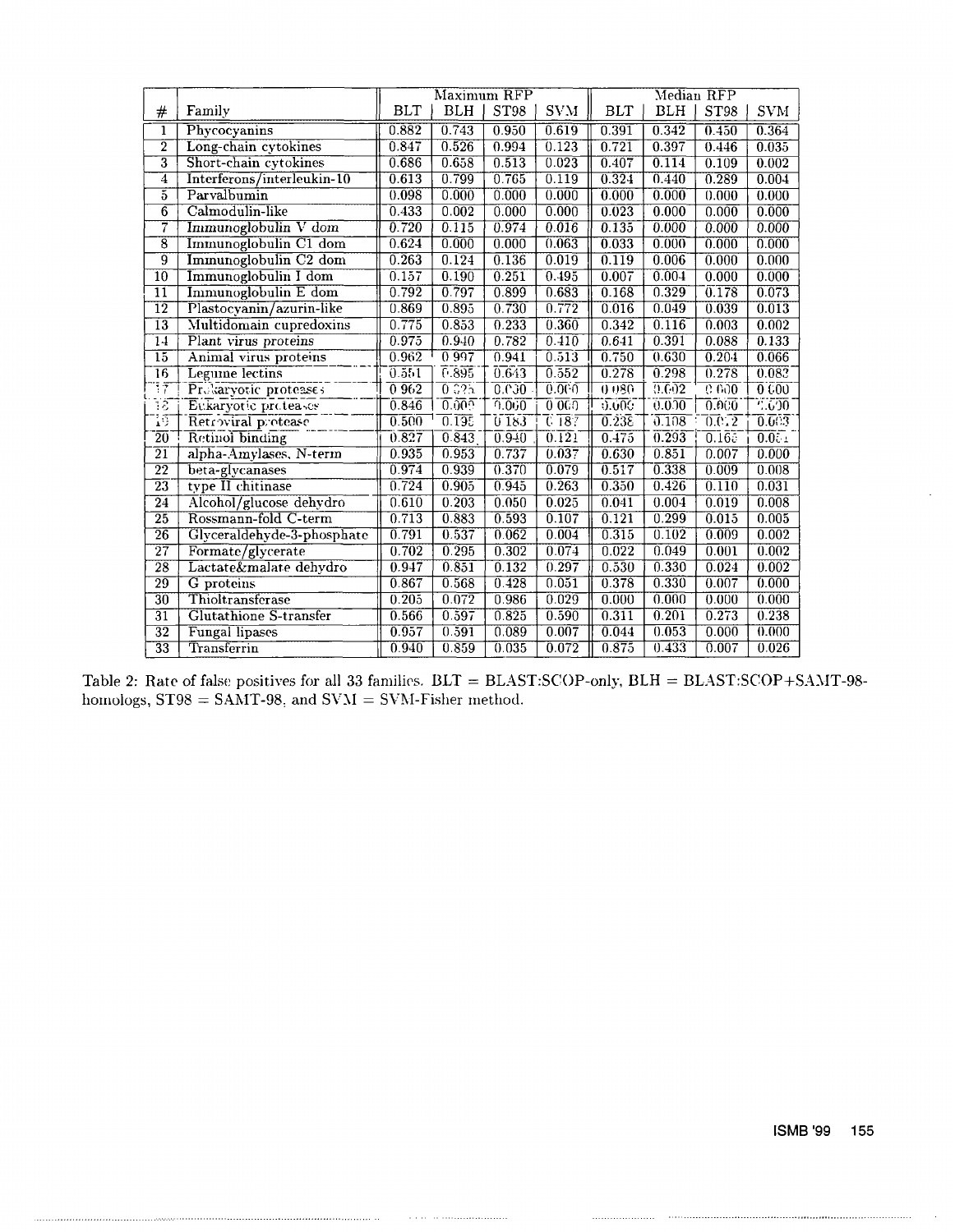| # | Family | Maximum RFP | | | | Median RFP | | | |
|---|---|---|---|---|---|---|---|---|---|
| | | BLT | BLH | ST98 | SVM | BLT | BLH | ST98 | SVM |
| 1 | Phycocyanins | 0.882 | 0.743 | 0.950 | 0.619 | 0.391 | 0.342 | 0.450 | 0.364 |
| 2 | Long-chain cytokines | 0.847 | 0.526 | 0.994 | 0.123 | 0.721 | 0.397 | 0.446 | 0.035 |
| 3 | Short-chain cytokines | 0.686 | 0.658 | 0.513 | 0.023 | 0.407 | 0.114 | 0.109 | 0.002 |
| 4 | Interferons/interleukin-10 | 0.613 | 0.799 | 0.765 | 0.119 | 0.324 | 0.440 | 0.289 | 0.004 |
| 5 | Parvalbumin | 0.098 | 0.000 | 0.000 | 0.000 | 0.000 | 0.000 | 0.000 | 0.000 |
| 6 | Calmodulin-like | 0.433 | 0.002 | 0.000 | 0.000 | 0.023 | 0.000 | 0.000 | 0.000 |
| 7 | Immunoglobulin V dom | 0.720 | 0.115 | 0.974 | 0.016 | 0.135 | 0.000 | 0.000 | 0.000 |
| 8 | Immunoglobulin C1 dom | 0.624 | 0.000 | 0.000 | 0.063 | 0.033 | 0.000 | 0.000 | 0.000 |
| 9 | Immunoglobulin C2 dom | 0.263 | 0.124 | 0.136 | 0.019 | 0.119 | 0.006 | 0.000 | 0.000 |
| 10 | Immunoglobulin I dom | 0.157 | 0.190 | 0.251 | 0.495 | 0.007 | 0.004 | 0.000 | 0.000 |
| 11 | Immunoglobulin E dom | 0.792 | 0.797 | 0.899 | 0.683 | 0.168 | 0.329 | 0.178 | 0.073 |
| 12 | Plastocyanin/azurin-like | 0.869 | 0.895 | 0.730 | 0.772 | 0.016 | 0.049 | 0.039 | 0.013 |
| 13 | Multidomain cupredoxins | 0.775 | 0.853 | 0.233 | 0.360 | 0.342 | 0.116 | 0.003 | 0.002 |
| 14 | Plant virus proteins | 0.975 | 0.940 | 0.782 | 0.410 | 0.641 | 0.391 | 0.088 | 0.133 |
| 15 | Animal virus proteins | 0.962 | 0.997 | 0.941 | 0.513 | 0.750 | 0.630 | 0.204 | 0.066 |
| 16 | Legume lectins | 0.551 | 0.895 | 0.643 | 0.552 | 0.278 | 0.298 | 0.278 | 0.082 |
| 17 | Prokaryotic proteases | 0.962 | 0.025 | 0.030 | 0.000 | 0.080 | 0.002 | 0.000 | 0.000 |
| 18 | Eukaryotic proteases | 0.846 | 0.009 | 0.060 | 0.000 | 0.009 | 0.000 | 0.000 | 0.000 |
| 19 | Retroviral protease | 0.500 | 0.195 | 0.183 | 0.187 | 0.238 | 0.108 | 0.012 | 0.003 |
| 20 | Retinol binding | 0.827 | 0.843 | 0.940 | 0.121 | 0.475 | 0.293 | 0.163 | 0.031 |
| 21 | alpha-Amylases, N-term | 0.935 | 0.953 | 0.737 | 0.037 | 0.630 | 0.851 | 0.007 | 0.000 |
| 22 | beta-glycanases | 0.974 | 0.939 | 0.370 | 0.079 | 0.517 | 0.338 | 0.009 | 0.008 |
| 23 | type II chitinase | 0.724 | 0.905 | 0.945 | 0.263 | 0.350 | 0.426 | 0.110 | 0.031 |
| 24 | Alcohol/glucose dehydro | 0.610 | 0.203 | 0.050 | 0.025 | 0.041 | 0.004 | 0.019 | 0.008 |
| 25 | Rossmann-fold C-term | 0.713 | 0.883 | 0.593 | 0.107 | 0.121 | 0.299 | 0.015 | 0.005 |
| 26 | Glyceraldehyde-3-phosphate | 0.791 | 0.537 | 0.062 | 0.004 | 0.315 | 0.102 | 0.009 | 0.002 |
| 27 | Formate/glycerate | 0.702 | 0.295 | 0.302 | 0.074 | 0.022 | 0.049 | 0.001 | 0.002 |
| 28 | Lactate&malate dehydro | 0.947 | 0.851 | 0.132 | 0.297 | 0.530 | 0.330 | 0.024 | 0.002 |
| 29 | G proteins | 0.867 | 0.568 | 0.428 | 0.051 | 0.378 | 0.330 | 0.007 | 0.000 |
| 30 | Thioltransferase | 0.205 | 0.072 | 0.986 | 0.029 | 0.000 | 0.000 | 0.000 | 0.000 |
| 31 | Glutathione S-transfer | 0.566 | 0.597 | 0.825 | 0.590 | 0.311 | 0.201 | 0.273 | 0.238 |
| 32 | Fungal lipases | 0.957 | 0.591 | 0.089 | 0.007 | 0.044 | 0.053 | 0.000 | 0.000 |
| 33 | Transferrin | 0.940 | 0.859 | 0.035 | 0.072 | 0.875 | 0.433 | 0.007 | 0.026 |

Table 2: Rate of false positives for all 33 families. BLT = BLAST:SCOP-only, BLH = BLAST:SCOP+SAMT-98-homologs, ST98 = SAMT-98, and SVM = SVM-Fisher method.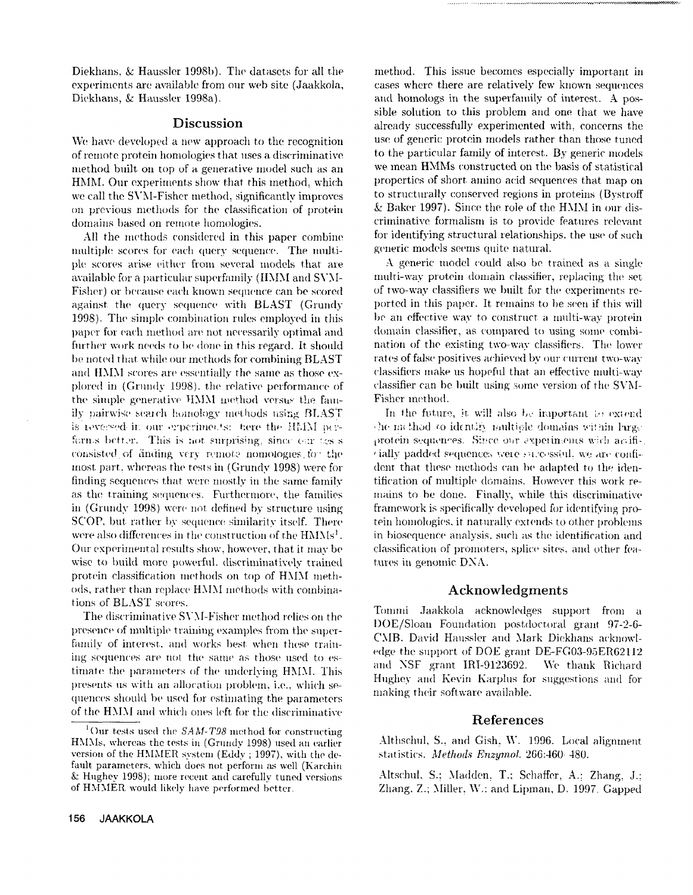Diekhans, & Haussler 1998b). The datasets for all the experiments are available from our web site (Jaakkola, Diekhans, & Haussler 1998a).

## Discussion

We have developed a new approach to the recognition of remote protein homologies that uses a discriminative method built on top of a generative model such as an HMM. Our experiments show that this method, which we call the SVM-Fisher method, significantly improves on previous methods for the classification of protein domains based on remote homologies.

All the methods considered in this paper combine multiple scores for each query sequence. The multiple scores arise either from several models that are available for a particular superfamily (HMM and SVM-Fisher) or because each known sequence can be scored against the query sequence with BLAST (Grundy 1998). The simple combination rules employed in this paper for each method are not necessarily optimal and further work needs to be done in this regard. It should be noted that while our methods for combining BLAST and HMM scores are essentially the same as those explored in (Grundy 1998), the relative performance of the simple generative HMM method versus the family pairwise search homology methods using BLAST is reversed in our experiments: here the HMM performs better. This is not surprising, since our tests consisted of finding very remote homologies for the most part, whereas the tests in (Grundy 1998) were for finding sequences that were mostly in the same family as the training sequences. Furthermore, the families in (Grundy 1998) were not defined by structure using SCOP, but rather by sequence similarity itself. There were also differences in the construction of the HMMs[1]. Our experimental results show, however, that it may be wise to build more powerful, discriminatively trained protein classification methods on top of HMM methods, rather than replace HMM methods with combinations of BLAST scores.

The discriminative SVM-Fisher method relies on the presence of multiple training examples from the superfamily of interest, and works best when these training sequences are not the same as those used to estimate the parameters of the underlying HMM. This presents us with an allocation problem, i.e., which sequences should be used for estimating the parameters of the HMM and which ones left for the discriminative method. This issue becomes especially important in cases where there are relatively few known sequences and homologs in the superfamily of interest. A possible solution to this problem and one that we have already successfully experimented with, concerns the use of generic protein models rather than those tuned to the particular family of interest. By generic models we mean HMMs constructed on the basis of statistical properties of short amino acid sequences that map on to structurally conserved regions in proteins (Bystroff & Baker 1997). Since the role of the HMM in our discriminative formalism is to provide features relevant for identifying structural relationships, the use of such generic models seems quite natural.

A generic model could also be trained as a single multi-way protein domain classifier, replacing the set of two-way classifiers we built for the experiments reported in this paper. It remains to be seen if this will be an effective way to construct a multi-way protein domain classifier, as compared to using some combination of the existing two-way classifiers. The lower rates of false positives achieved by our current two-way classifiers make us hopeful that an effective multi-way classifier can be built using some version of the SVM-Fisher method.

In the future, it will also be important to extend the method to identify multiple domains within large protein sequences. Since our experiments with artificially padded sequences were successful, we are confident that these methods can be adapted to the identification of multiple domains. However this work remains to be done. Finally, while this discriminative framework is specifically developed for identifying protein homologies, it naturally extends to other problems in biosequence analysis, such as the identification and classification of promoters, splice sites, and other features in genomic DNA.

[1] Our tests used the *SAM-T98* method for constructing HMMs, whereas the tests in (Grundy 1998) used an earlier version of the HMMER system (Eddy ; 1997), with the default parameters, which does not perform as well (Karchin & Hughey 1998); more recent and carefully tuned versions of HMMER would likely have performed better.

## Acknowledgments

Tommi Jaakkola acknowledges support from a DOE/Sloan Foundation postdoctoral grant 97-2-6-CMB. David Haussler and Mark Diekhans acknowledge the support of DOE grant DE-FG03-95ER62112 and NSF grant IRI-9123692. We thank Richard Hughey and Kevin Karplus for suggestions and for making their software available.

## References

Althschul, S., and Gish, W. 1996. Local alignment statistics. *Methods Enzymol.* 266:460–480.

Altschul, S.; Madden, T.; Schaffer, A.; Zhang, J.; Zhang, Z.; Miller, W.; and Lipman, D. 1997. Gapped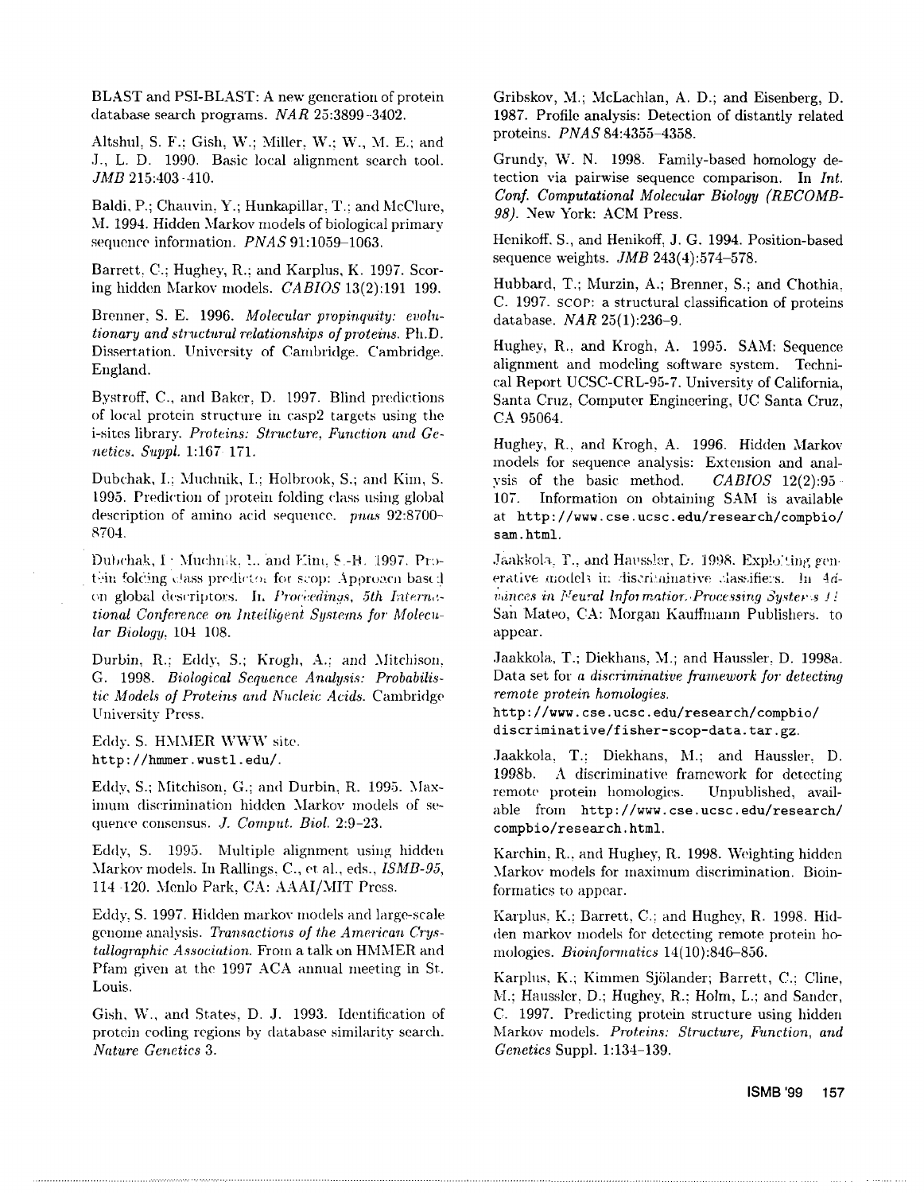BLAST and PSI-BLAST: A new generation of protein database search programs. *NAR* 25:3899-3402.

Altshul, S. F.; Gish, W.; Miller, W.; W., M. E.; and J., L. D. 1990. Basic local alignment search tool. *JMB* 215:403-410.

Baldi, P.; Chauvin, Y.; Hunkapillar, T.; and McClure, M. 1994. Hidden Markov models of biological primary sequence information. *PNAS* 91:1059-1063.

Barrett, C.; Hughey, R.; and Karplus, K. 1997. Scoring hidden Markov models. *CABIOS* 13(2):191-199.

Brenner, S. E. 1996. *Molecular propinquity: evolutionary and structural relationships of proteins.* Ph.D. Dissertation. University of Cambridge. Cambridge, England.

Bystroff, C., and Baker, D. 1997. Blind predictions of local protein structure in casp2 targets using the i-sites library. *Proteins: Structure, Function and Genetics. Suppl.* 1:167-171.

Dubchak, I.; Muchnik, I.; Holbrook, S.; and Kim, S. 1995. Prediction of protein folding class using global description of amino acid sequence. *pnas* 92:8700-8704.

Dubchak, I.; Muchnik, I.; and Kim, S.-H. 1997. Protein folding class predictor for scop: Approach based on global descriptors. In *Proceedings, 5th International Conference on Intelligent Systems for Molecular Biology*, 104-108.

Durbin, R.; Eddy, S.; Krogh, A.; and Mitchison, G. 1998. *Biological Sequence Analysis: Probabilistic Models of Proteins and Nucleic Acids.* Cambridge University Press.

Eddy, S. HMMER WWW site. `http://hmmer.wustl.edu/`.

Eddy, S.; Mitchison, G.; and Durbin, R. 1995. Maximum discrimination hidden Markov models of sequence consensus. *J. Comput. Biol.* 2:9-23.

Eddy, S. 1995. Multiple alignment using hidden Markov models. In Rallings, C., et al., eds., *ISMB-95*, 114-120. Menlo Park, CA: AAAI/MIT Press.

Eddy, S. 1997. Hidden markov models and large-scale genome analysis. *Transactions of the American Crystallographic Association.* From a talk on HMMER and Pfam given at the 1997 ACA annual meeting in St. Louis.

Gish, W., and States, D. J. 1993. Identification of protein coding regions by database similarity search. *Nature Genetics* 3.

Gribskov, M.; McLachlan, A. D.; and Eisenberg, D. 1987. Profile analysis: Detection of distantly related proteins. *PNAS* 84:4355-4358.

Grundy, W. N. 1998. Family-based homology detection via pairwise sequence comparison. In *Int. Conf. Computational Molecular Biology (RECOMB-98)*. New York: ACM Press.

Henikoff, S., and Henikoff, J. G. 1994. Position-based sequence weights. *JMB* 243(4):574-578.

Hubbard, T.; Murzin, A.; Brenner, S.; and Chothia, C. 1997. SCOP: a structural classification of proteins database. *NAR* 25(1):236-9.

Hughey, R., and Krogh, A. 1995. SAM: Sequence alignment and modeling software system. Technical Report UCSC-CRL-95-7, University of California, Santa Cruz, Computer Engineering, UC Santa Cruz, CA 95064.

Hughey, R., and Krogh, A. 1996. Hidden Markov models for sequence analysis: Extension and analysis of the basic method. *CABIOS* 12(2):95-107. Information on obtaining SAM is available at `http://www.cse.ucsc.edu/research/compbio/sam.html`.

Jaakkola, T., and Haussler, D. 1998. Exploiting generative models in discriminative classifiers. In *Advances in Neural Information Processing Systems 11* San Mateo, CA: Morgan Kauffmann Publishers. to appear.

Jaakkola, T.; Diekhans, M.; and Haussler, D. 1998a. Data set for *a discriminative framework for detecting remote protein homologies.* `http://www.cse.ucsc.edu/research/compbio/discriminative/fisher-scop-data.tar.gz`.

Jaakkola, T.; Diekhans, M.; and Haussler, D. 1998b. A discriminative framework for detecting remote protein homologies. Unpublished, available from `http://www.cse.ucsc.edu/research/compbio/research.html`.

Karchin, R., and Hughey, R. 1998. Weighting hidden Markov models for maximum discrimination. Bioinformatics to appear.

Karplus, K.; Barrett, C.; and Hughey, R. 1998. Hidden markov models for detecting remote protein homologies. *Bioinformatics* 14(10):846-856.

Karplus, K.; Kimmen Sjölander; Barrett, C.; Cline, M.; Haussler, D.; Hughey, R.; Holm, L.; and Sander, C. 1997. Predicting protein structure using hidden Markov models. *Proteins: Structure, Function, and Genetics* Suppl. 1:134-139.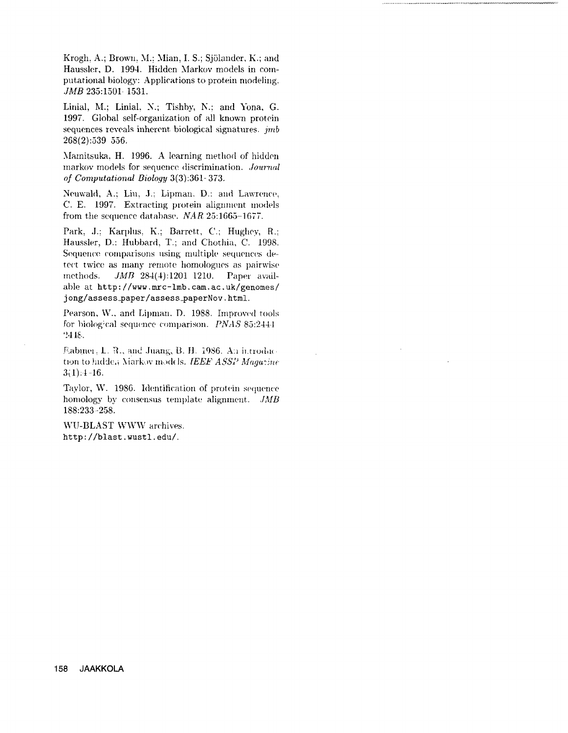Krogh, A.; Brown, M.; Mian, I. S.; Sjölander, K.; and Haussler, D. 1994. Hidden Markov models in computational biology: Applications to protein modeling. *JMB* 235:1501–1531.

Linial, M.; Linial, N.; Tishby, N.; and Yona, G. 1997. Global self-organization of all known protein sequences reveals inherent biological signatures. *jmb* 268(2):539–556.

Mamitsuka, H. 1996. A learning method of hidden markov models for sequence discrimination. *Journal of Computational Biology* 3(3):361–373.

Neuwald, A.; Liu, J.; Lipman, D.; and Lawrence, C. E. 1997. Extracting protein alignment models from the sequence database. *NAR* 25:1665–1677.

Park, J.; Karplus, K.; Barrett, C.; Hughey, R.; Haussler, D.; Hubbard, T.; and Chothia, C. 1998. Sequence comparisons using multiple sequences detect twice as many remote homologues as pairwise methods. *JMB* 284(4):1201–1210. Paper available at http://www.mrc-lmb.cam.ac.uk/genomes/jong/assess_paper/assess_paperNov.html.

Pearson, W., and Lipman, D. 1988. Improved tools for biological sequence comparison. *PNAS* 85:2444–2448.

Rabiner, L. R., and Juang, B. H. 1986. An introduction to hidden Markov models. *IEEE ASSP Magazine* 3(1):4–16.

Taylor, W. 1986. Identification of protein sequence homology by consensus template alignment. *JMB* 188:233–258.

WU-BLAST WWW archives. http://blast.wustl.edu/.